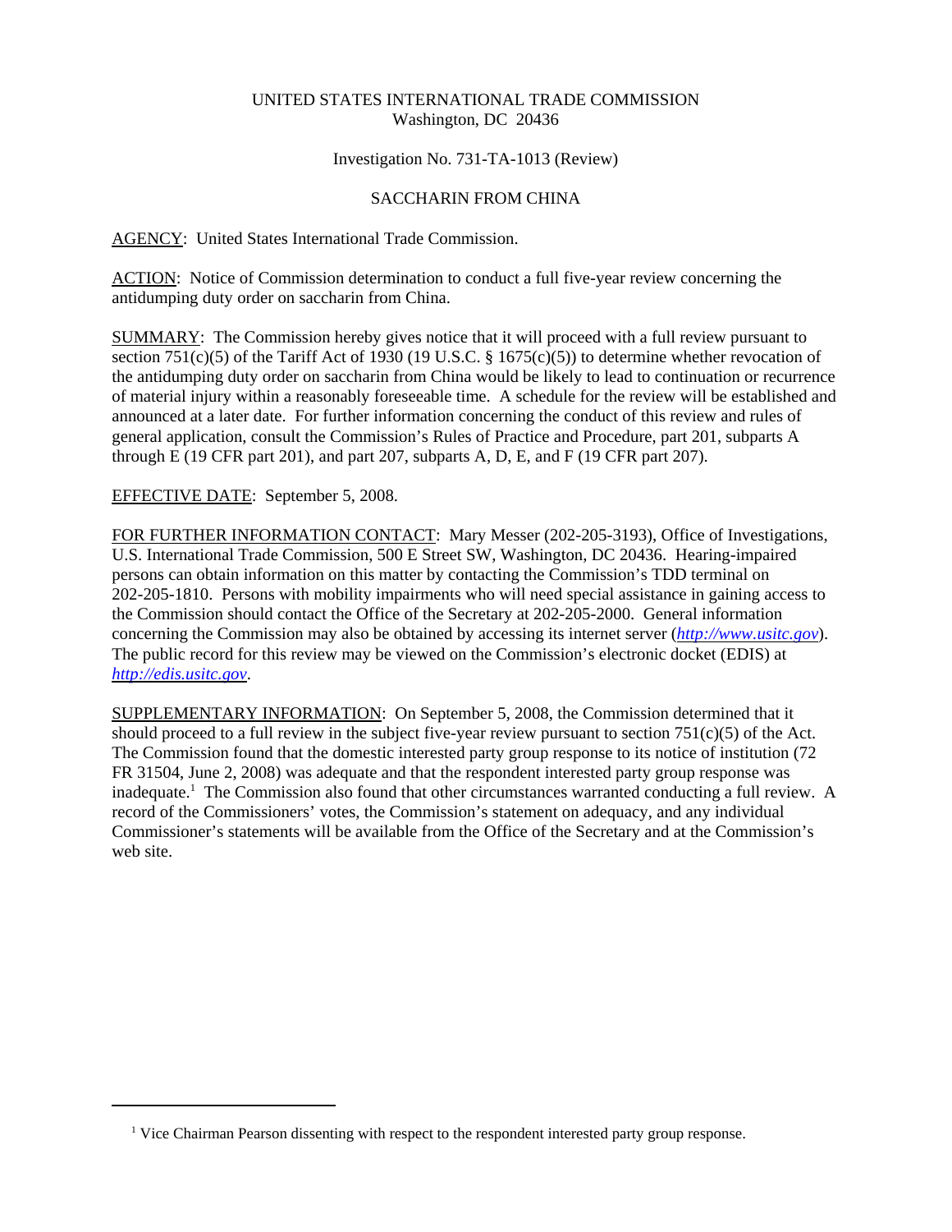UNITED STATES INTERNATIONAL TRADE COMMISSION
Washington, DC 20436

Investigation No. 731-TA-1013 (Review)

SACCHARIN FROM CHINA

AGENCY: United States International Trade Commission.

ACTION: Notice of Commission determination to conduct a full five-year review concerning the antidumping duty order on saccharin from China.

SUMMARY: The Commission hereby gives notice that it will proceed with a full review pursuant to section 751(c)(5) of the Tariff Act of 1930 (19 U.S.C. § 1675(c)(5)) to determine whether revocation of the antidumping duty order on saccharin from China would be likely to lead to continuation or recurrence of material injury within a reasonably foreseeable time. A schedule for the review will be established and announced at a later date. For further information concerning the conduct of this review and rules of general application, consult the Commission's Rules of Practice and Procedure, part 201, subparts A through E (19 CFR part 201), and part 207, subparts A, D, E, and F (19 CFR part 207).

EFFECTIVE DATE: September 5, 2008.

FOR FURTHER INFORMATION CONTACT: Mary Messer (202-205-3193), Office of Investigations, U.S. International Trade Commission, 500 E Street SW, Washington, DC 20436. Hearing-impaired persons can obtain information on this matter by contacting the Commission's TDD terminal on 202-205-1810. Persons with mobility impairments who will need special assistance in gaining access to the Commission should contact the Office of the Secretary at 202-205-2000. General information concerning the Commission may also be obtained by accessing its internet server (*http://www.usitc.gov*). The public record for this review may be viewed on the Commission's electronic docket (EDIS) at *http://edis.usitc.gov*.

SUPPLEMENTARY INFORMATION: On September 5, 2008, the Commission determined that it should proceed to a full review in the subject five-year review pursuant to section 751(c)(5) of the Act. The Commission found that the domestic interested party group response to its notice of institution (72 FR 31504, June 2, 2008) was adequate and that the respondent interested party group response was inadequate.[1] The Commission also found that other circumstances warranted conducting a full review. A record of the Commissioners' votes, the Commission's statement on adequacy, and any individual Commissioner's statements will be available from the Office of the Secretary and at the Commission's web site.

[1] Vice Chairman Pearson dissenting with respect to the respondent interested party group response.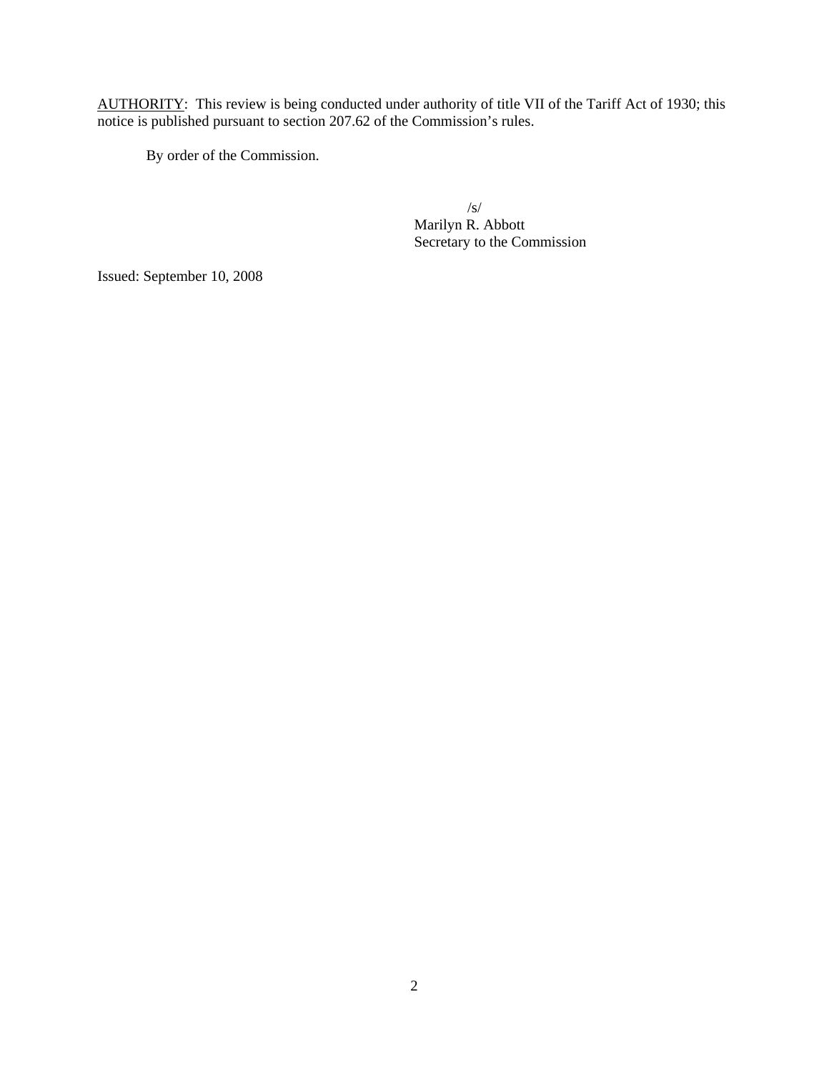AUTHORITY: This review is being conducted under authority of title VII of the Tariff Act of 1930; this notice is published pursuant to section 207.62 of the Commission's rules.

By order of the Commission.

/s/
Marilyn R. Abbott
Secretary to the Commission

Issued: September 10, 2008